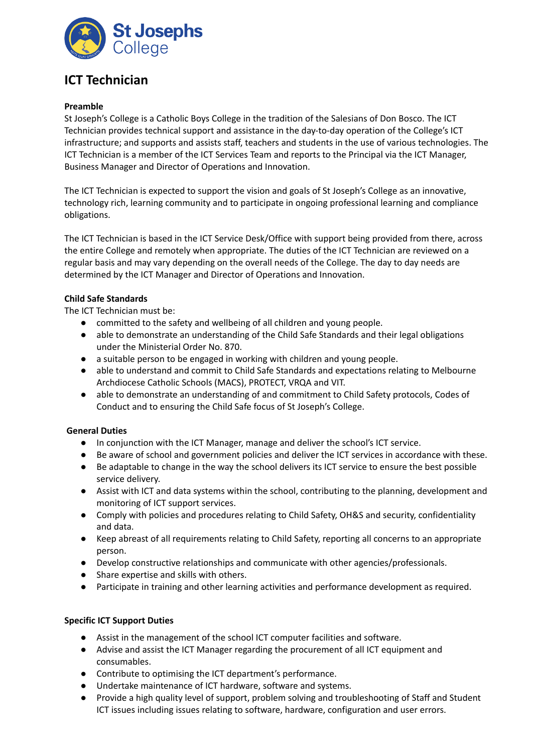St Josephs College

# ICT Technician

**Preamble**

St Joseph's College is a Catholic Boys College in the tradition of the Salesians of Don Bosco. The ICT Technician provides technical support and assistance in the day-to-day operation of the College's ICT infrastructure; and supports and assists staff, teachers and students in the use of various technologies. The ICT Technician is a member of the ICT Services Team and reports to the Principal via the ICT Manager, Business Manager and Director of Operations and Innovation.

The ICT Technician is expected to support the vision and goals of St Joseph's College as an innovative, technology rich, learning community and to participate in ongoing professional learning and compliance obligations.

The ICT Technician is based in the ICT Service Desk/Office with support being provided from there, across the entire College and remotely when appropriate. The duties of the ICT Technician are reviewed on a regular basis and may vary depending on the overall needs of the College. The day to day needs are determined by the ICT Manager and Director of Operations and Innovation.

**Child Safe Standards**

The ICT Technician must be:

- committed to the safety and wellbeing of all children and young people.
- able to demonstrate an understanding of the Child Safe Standards and their legal obligations under the Ministerial Order No. 870.
- a suitable person to be engaged in working with children and young people.
- able to understand and commit to Child Safe Standards and expectations relating to Melbourne Archdiocese Catholic Schools (MACS), PROTECT, VRQA and VIT.
- able to demonstrate an understanding of and commitment to Child Safety protocols, Codes of Conduct and to ensuring the Child Safe focus of St Joseph's College.

**General Duties**

- In conjunction with the ICT Manager, manage and deliver the school's ICT service.
- Be aware of school and government policies and deliver the ICT services in accordance with these.
- Be adaptable to change in the way the school delivers its ICT service to ensure the best possible service delivery.
- Assist with ICT and data systems within the school, contributing to the planning, development and monitoring of ICT support services.
- Comply with policies and procedures relating to Child Safety, OH&S and security, confidentiality and data.
- Keep abreast of all requirements relating to Child Safety, reporting all concerns to an appropriate person.
- Develop constructive relationships and communicate with other agencies/professionals.
- Share expertise and skills with others.
- Participate in training and other learning activities and performance development as required.

**Specific ICT Support Duties**

- Assist in the management of the school ICT computer facilities and software.
- Advise and assist the ICT Manager regarding the procurement of all ICT equipment and consumables.
- Contribute to optimising the ICT department's performance.
- Undertake maintenance of ICT hardware, software and systems.
- Provide a high quality level of support, problem solving and troubleshooting of Staff and Student ICT issues including issues relating to software, hardware, configuration and user errors.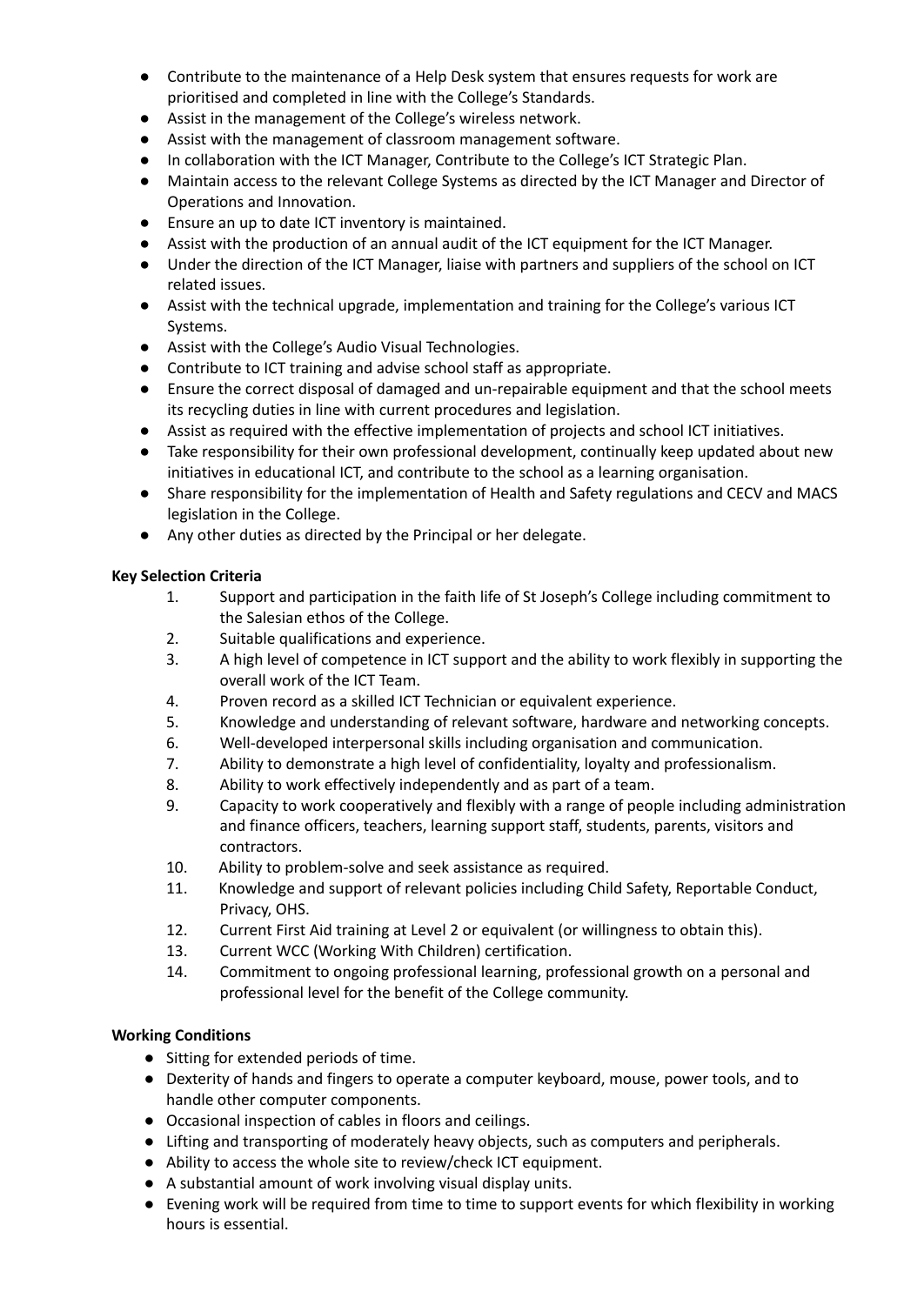- Contribute to the maintenance of a Help Desk system that ensures requests for work are prioritised and completed in line with the College's Standards.
- Assist in the management of the College's wireless network.
- Assist with the management of classroom management software.
- In collaboration with the ICT Manager, Contribute to the College's ICT Strategic Plan.
- Maintain access to the relevant College Systems as directed by the ICT Manager and Director of Operations and Innovation.
- Ensure an up to date ICT inventory is maintained.
- Assist with the production of an annual audit of the ICT equipment for the ICT Manager.
- Under the direction of the ICT Manager, liaise with partners and suppliers of the school on ICT related issues.
- Assist with the technical upgrade, implementation and training for the College's various ICT Systems.
- Assist with the College's Audio Visual Technologies.
- Contribute to ICT training and advise school staff as appropriate.
- Ensure the correct disposal of damaged and un-repairable equipment and that the school meets its recycling duties in line with current procedures and legislation.
- Assist as required with the effective implementation of projects and school ICT initiatives.
- Take responsibility for their own professional development, continually keep updated about new initiatives in educational ICT, and contribute to the school as a learning organisation.
- Share responsibility for the implementation of Health and Safety regulations and CECV and MACS legislation in the College.
- Any other duties as directed by the Principal or her delegate.

**Key Selection Criteria**

1. Support and participation in the faith life of St Joseph's College including commitment to the Salesian ethos of the College.
2. Suitable qualifications and experience.
3. A high level of competence in ICT support and the ability to work flexibly in supporting the overall work of the ICT Team.
4. Proven record as a skilled ICT Technician or equivalent experience.
5. Knowledge and understanding of relevant software, hardware and networking concepts.
6. Well-developed interpersonal skills including organisation and communication.
7. Ability to demonstrate a high level of confidentiality, loyalty and professionalism.
8. Ability to work effectively independently and as part of a team.
9. Capacity to work cooperatively and flexibly with a range of people including administration and finance officers, teachers, learning support staff, students, parents, visitors and contractors.
10. Ability to problem-solve and seek assistance as required.
11. Knowledge and support of relevant policies including Child Safety, Reportable Conduct, Privacy, OHS.
12. Current First Aid training at Level 2 or equivalent (or willingness to obtain this).
13. Current WCC (Working With Children) certification.
14. Commitment to ongoing professional learning, professional growth on a personal and professional level for the benefit of the College community.

**Working Conditions**

- Sitting for extended periods of time.
- Dexterity of hands and fingers to operate a computer keyboard, mouse, power tools, and to handle other computer components.
- Occasional inspection of cables in floors and ceilings.
- Lifting and transporting of moderately heavy objects, such as computers and peripherals.
- Ability to access the whole site to review/check ICT equipment.
- A substantial amount of work involving visual display units.
- Evening work will be required from time to time to support events for which flexibility in working hours is essential.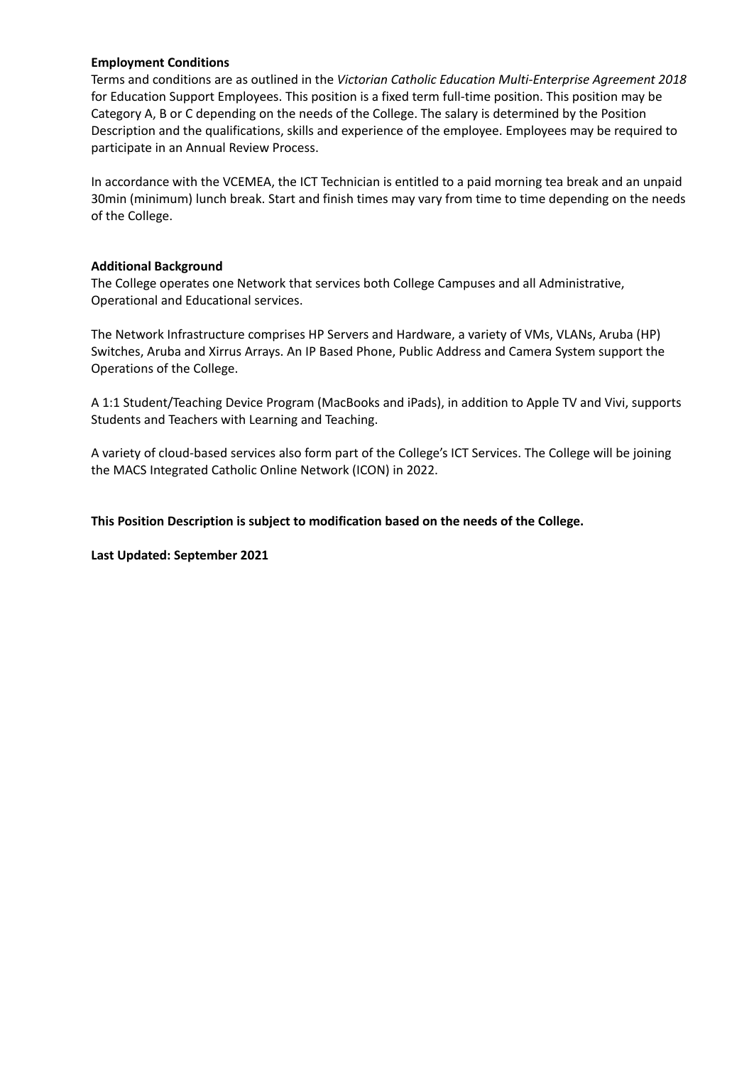**Employment Conditions**
Terms and conditions are as outlined in the *Victorian Catholic Education Multi-Enterprise Agreement 2018* for Education Support Employees. This position is a fixed term full-time position. This position may be Category A, B or C depending on the needs of the College. The salary is determined by the Position Description and the qualifications, skills and experience of the employee. Employees may be required to participate in an Annual Review Process.

In accordance with the VCEMEA, the ICT Technician is entitled to a paid morning tea break and an unpaid 30min (minimum) lunch break. Start and finish times may vary from time to time depending on the needs of the College.

**Additional Background**
The College operates one Network that services both College Campuses and all Administrative, Operational and Educational services.

The Network Infrastructure comprises HP Servers and Hardware, a variety of VMs, VLANs, Aruba (HP) Switches, Aruba and Xirrus Arrays. An IP Based Phone, Public Address and Camera System support the Operations of the College.

A 1:1 Student/Teaching Device Program (MacBooks and iPads), in addition to Apple TV and Vivi, supports Students and Teachers with Learning and Teaching.

A variety of cloud-based services also form part of the College's ICT Services. The College will be joining the MACS Integrated Catholic Online Network (ICON) in 2022.

**This Position Description is subject to modification based on the needs of the College.**

**Last Updated: September 2021**